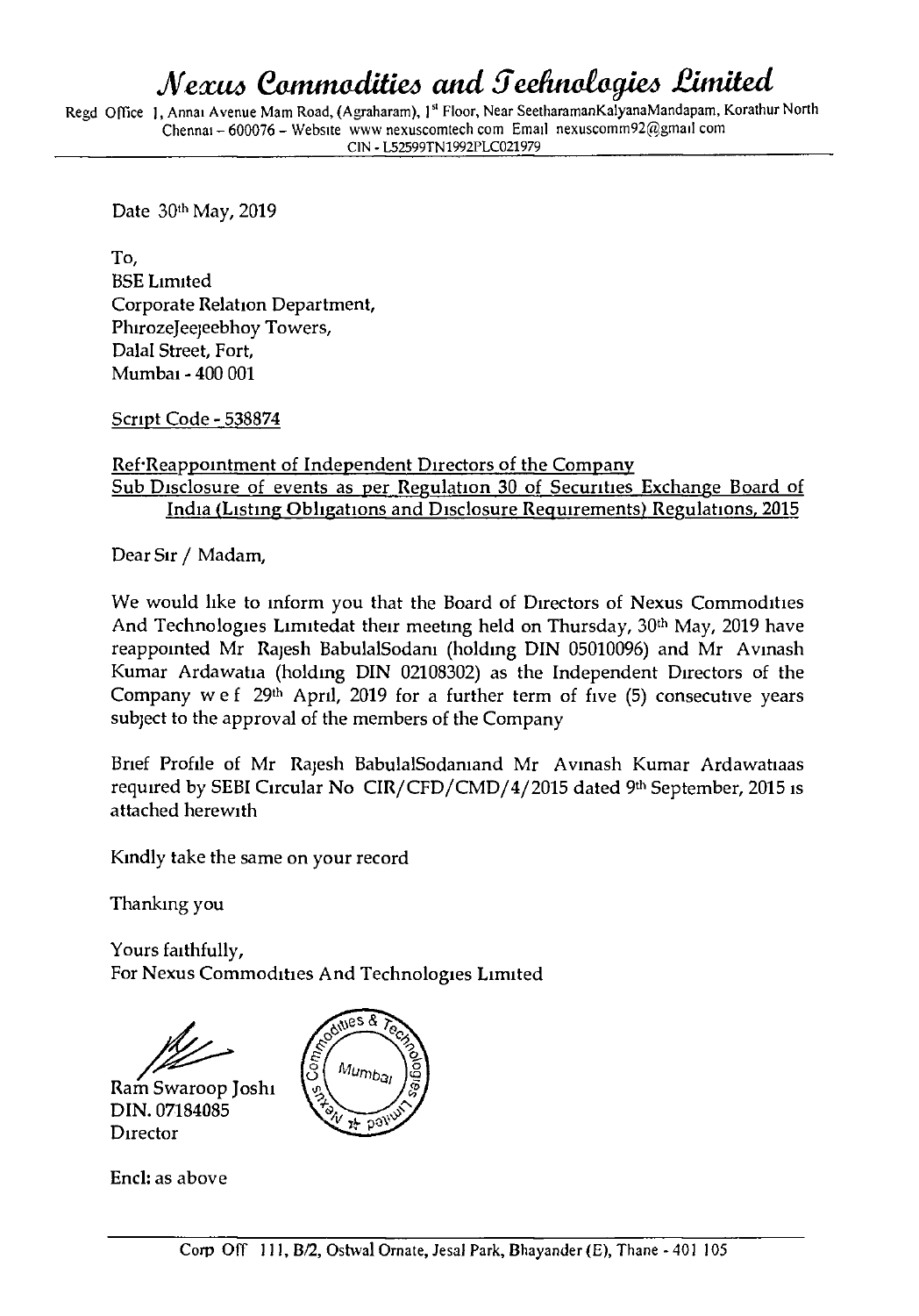# *Nexus Commodities and Technologies Limited*

Regd Office 1, Annai Avenue Main Road, (Agraharam), 1st Floor, Near SeetharamanKalyanaMandapam, Korathur North Chennai – 600076 – Website www nexuscomtech com Email nexuscomm92@gmail com

CIN - L52599TN1992PLC021979

Date 30th May, 2019

To,
BSE Limited
Corporate Relation Department,
PhirozeJeejeebhoy Towers,
Dalal Street, Fort,
Mumbai - 400 001

Script Code - 538874

Ref:Reappointment of Independent Directors of the Company
Sub Disclosure of events as per Regulation 30 of Securities Exchange Board of India (Listing Obligations and Disclosure Requirements) Regulations, 2015

Dear Sir / Madam,

We would like to inform you that the Board of Directors of Nexus Commodities And Technologies Limitedat their meeting held on Thursday, 30th May, 2019 have reappointed Mr Rajesh BabulalSodani (holding DIN 05010096) and Mr Avinash Kumar Ardawatia (holding DIN 02108302) as the Independent Directors of the Company w e f 29th April, 2019 for a further term of five (5) consecutive years subject to the approval of the members of the Company

Brief Profile of Mr Rajesh BabulalSodaniand Mr Avinash Kumar Ardawatiaas required by SEBI Circular No CIR/CFD/CMD/4/2015 dated 9th September, 2015 is attached herewith

Kindly take the same on your record

Thanking you

Yours faithfully,
For Nexus Commodities And Technologies Limited

Ram Swaroop Joshi
DIN. 07184085
Director

Encl: as above

Corp Off 111, B/2, Ostwal Ornate, Jesal Park, Bhayander (E), Thane - 401 105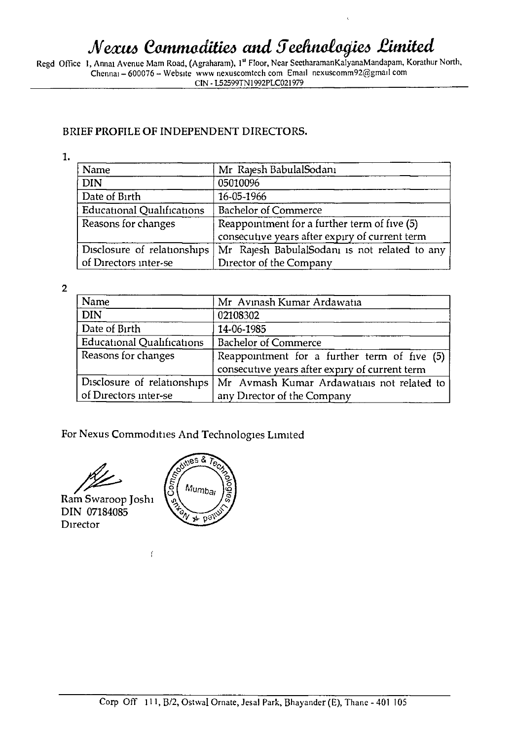# Nexus Commodities and Technologies Limited

Regd Office 1, Annai Avenue Main Road, (Agraharam), 1st Floor, Near SeetharamanKalyanaMandapam, Korathur North, Chennai – 600076 – Website www nexuscomtech com Email nexuscomm92@gmail com
CIN - L52599TN1992PLC021979

## BRIEF PROFILE OF INDEPENDENT DIRECTORS.

1.

| | |
|---|---|
| Name | Mr Rajesh BabulalSodani |
| DIN | 05010096 |
| Date of Birth | 16-05-1966 |
| Educational Qualifications | Bachelor of Commerce |
| Reasons for changes | Reappointment for a further term of five (5) consecutive years after expiry of current term |
| Disclosure of relationships of Directors inter-se | Mr Rajesh BabulalSodani is not related to any Director of the Company |

2

| | |
|---|---|
| Name | Mr Avinash Kumar Ardawatia |
| DIN | 02108302 |
| Date of Birth | 14-06-1985 |
| Educational Qualifications | Bachelor of Commerce |
| Reasons for changes | Reappointment for a further term of five (5) consecutive years after expiry of current term |
| Disclosure of relationships of Directors inter-se | Mr Avinash Kumar Ardawatiais not related to any Director of the Company |

For Nexus Commodities And Technologies Limited

Ram Swaroop Joshi
DIN 07184085
Director

Corp Off 111, B/2, Ostwal Ornate, Jesal Park, Bhayander (E), Thane - 401 105